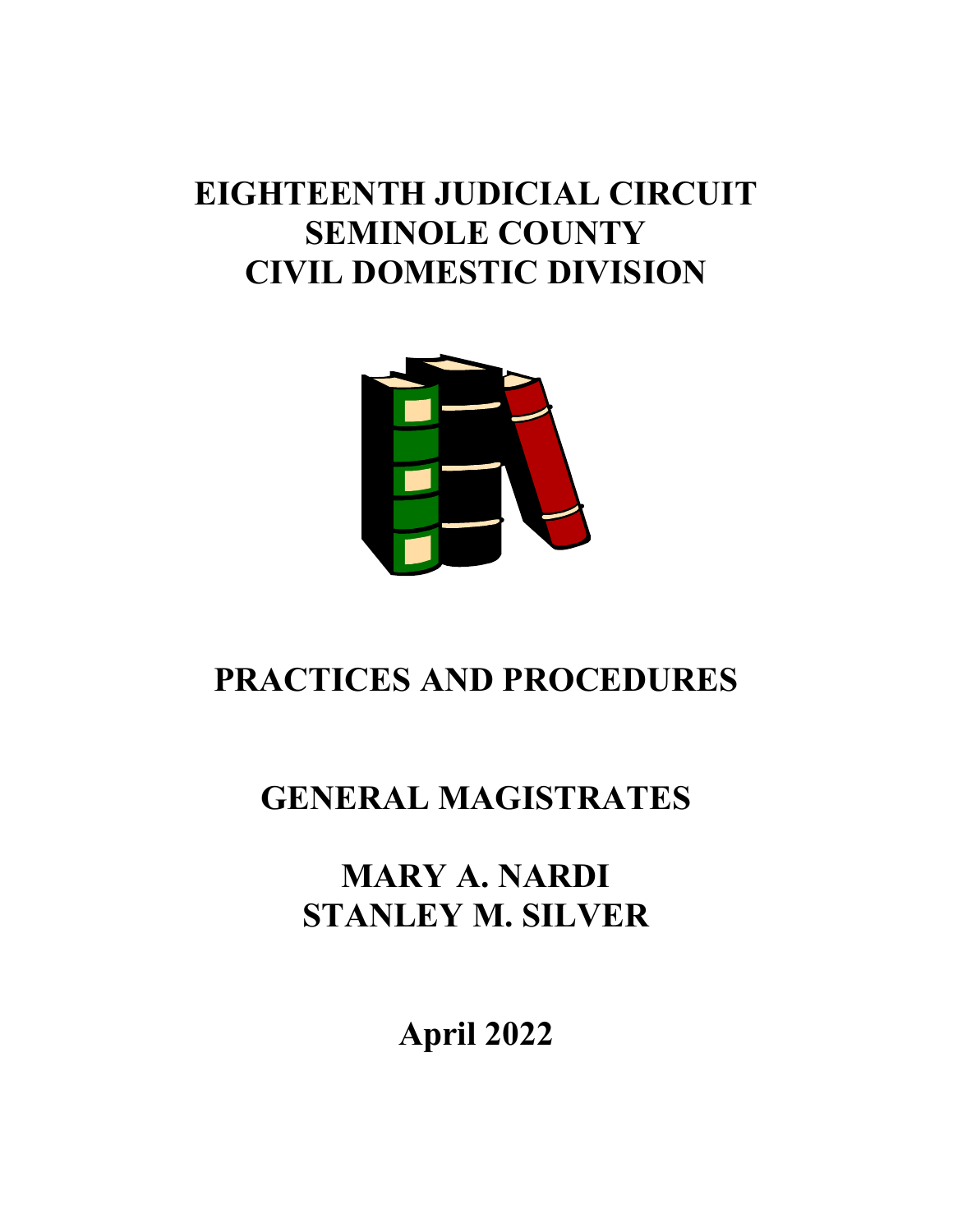# EIGHTEENTH JUDICIAL CIRCUIT
# SEMINOLE COUNTY
# CIVIL DOMESTIC DIVISION

# PRACTICES AND PROCEDURES

## GENERAL MAGISTRATES

## MARY A. NARDI
## STANLEY M. SILVER

**April 2022**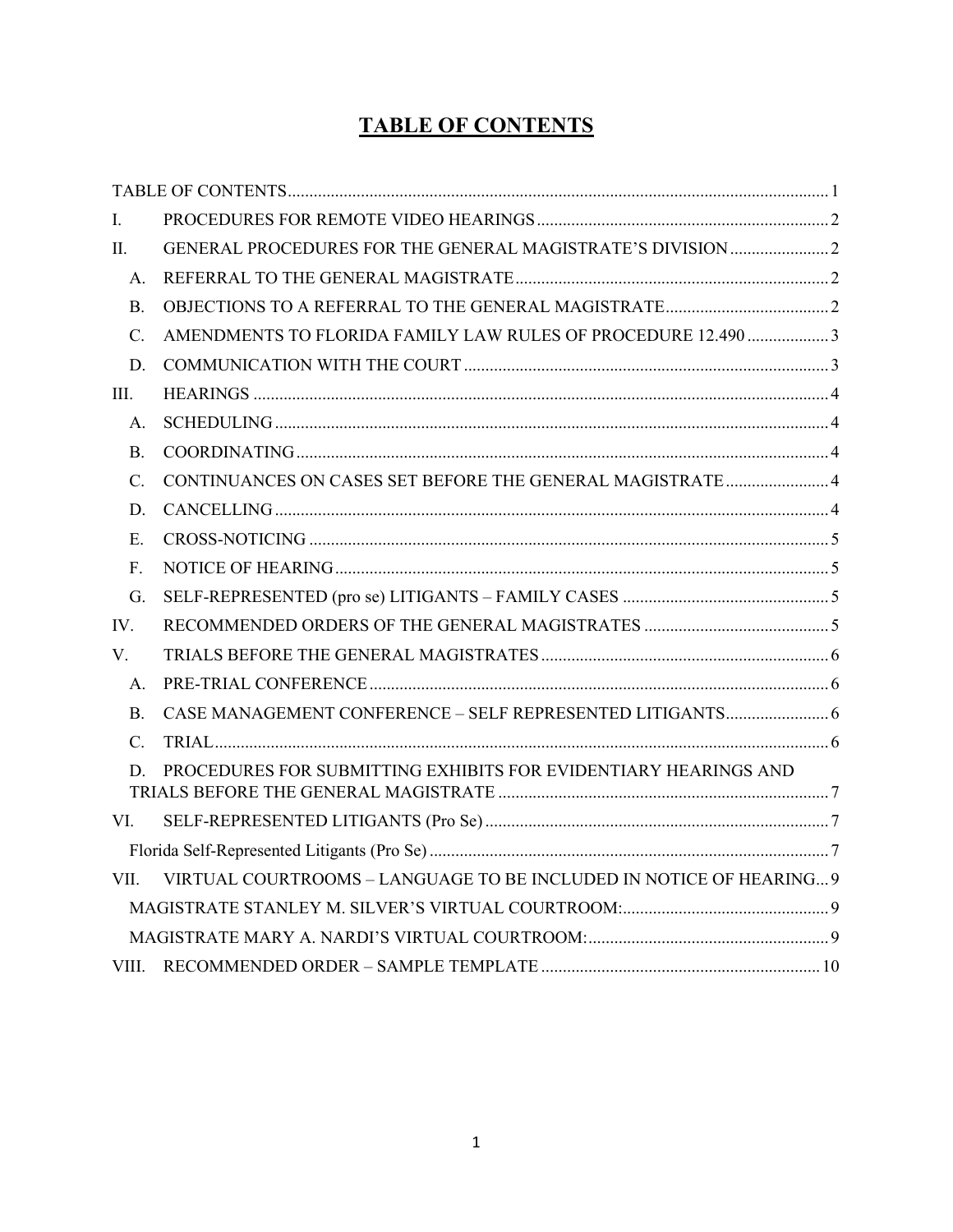# TABLE OF CONTENTS

TABLE OF CONTENTS ..... 1

I. PROCEDURES FOR REMOTE VIDEO HEARINGS ..... 2

II. GENERAL PROCEDURES FOR THE GENERAL MAGISTRATE'S DIVISION ..... 2

- A. REFERRAL TO THE GENERAL MAGISTRATE ..... 2
- B. OBJECTIONS TO A REFERRAL TO THE GENERAL MAGISTRATE ..... 2
- C. AMENDMENTS TO FLORIDA FAMILY LAW RULES OF PROCEDURE 12.490 ..... 3
- D. COMMUNICATION WITH THE COURT ..... 3

III. HEARINGS ..... 4

- A. SCHEDULING ..... 4
- B. COORDINATING ..... 4
- C. CONTINUANCES ON CASES SET BEFORE THE GENERAL MAGISTRATE ..... 4
- D. CANCELLING ..... 4
- E. CROSS-NOTICING ..... 5
- F. NOTICE OF HEARING ..... 5
- G. SELF-REPRESENTED (pro se) LITIGANTS – FAMILY CASES ..... 5

IV. RECOMMENDED ORDERS OF THE GENERAL MAGISTRATES ..... 5

V. TRIALS BEFORE THE GENERAL MAGISTRATES ..... 6

- A. PRE-TRIAL CONFERENCE ..... 6
- B. CASE MANAGEMENT CONFERENCE – SELF REPRESENTED LITIGANTS ..... 6
- C. TRIAL ..... 6
- D. PROCEDURES FOR SUBMITTING EXHIBITS FOR EVIDENTIARY HEARINGS AND TRIALS BEFORE THE GENERAL MAGISTRATE ..... 7

VI. SELF-REPRESENTED LITIGANTS (Pro Se) ..... 7

- Florida Self-Represented Litigants (Pro Se) ..... 7

VII. VIRTUAL COURTROOMS – LANGUAGE TO BE INCLUDED IN NOTICE OF HEARING ..... 9

- MAGISTRATE STANLEY M. SILVER'S VIRTUAL COURTROOM: ..... 9
- MAGISTRATE MARY A. NARDI'S VIRTUAL COURTROOM: ..... 9

VIII. RECOMMENDED ORDER – SAMPLE TEMPLATE ..... 10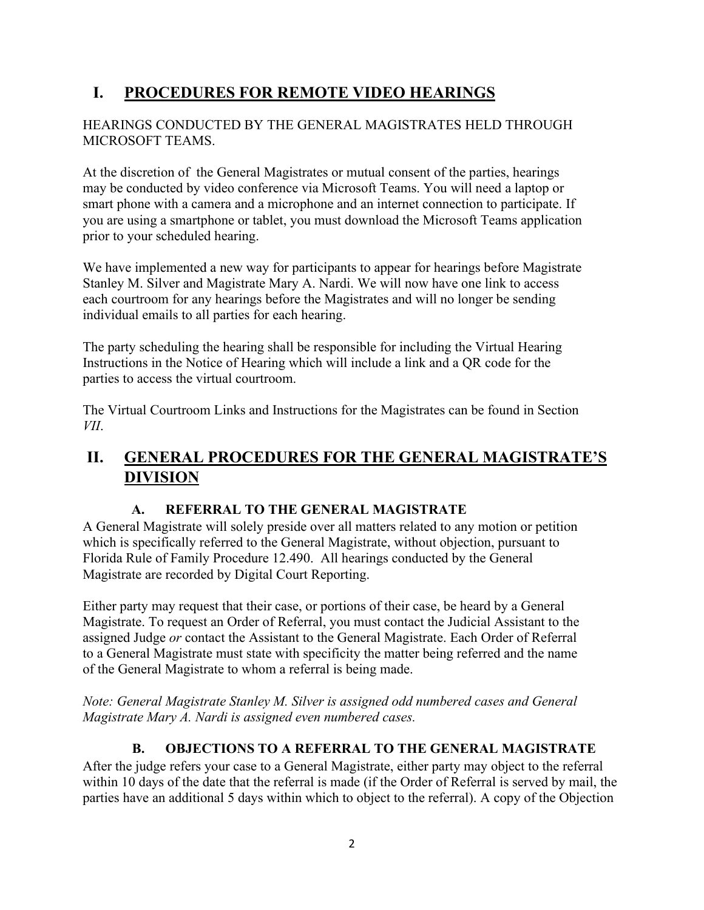# I. PROCEDURES FOR REMOTE VIDEO HEARINGS

HEARINGS CONDUCTED BY THE GENERAL MAGISTRATES HELD THROUGH MICROSOFT TEAMS.

At the discretion of the General Magistrates or mutual consent of the parties, hearings may be conducted by video conference via Microsoft Teams. You will need a laptop or smart phone with a camera and a microphone and an internet connection to participate. If you are using a smartphone or tablet, you must download the Microsoft Teams application prior to your scheduled hearing.

We have implemented a new way for participants to appear for hearings before Magistrate Stanley M. Silver and Magistrate Mary A. Nardi. We will now have one link to access each courtroom for any hearings before the Magistrates and will no longer be sending individual emails to all parties for each hearing.

The party scheduling the hearing shall be responsible for including the Virtual Hearing Instructions in the Notice of Hearing which will include a link and a QR code for the parties to access the virtual courtroom.

The Virtual Courtroom Links and Instructions for the Magistrates can be found in Section *VII*.

# II. GENERAL PROCEDURES FOR THE GENERAL MAGISTRATE'S DIVISION

## A. REFERRAL TO THE GENERAL MAGISTRATE

A General Magistrate will solely preside over all matters related to any motion or petition which is specifically referred to the General Magistrate, without objection, pursuant to Florida Rule of Family Procedure 12.490. All hearings conducted by the General Magistrate are recorded by Digital Court Reporting.

Either party may request that their case, or portions of their case, be heard by a General Magistrate. To request an Order of Referral, you must contact the Judicial Assistant to the assigned Judge *or* contact the Assistant to the General Magistrate. Each Order of Referral to a General Magistrate must state with specificity the matter being referred and the name of the General Magistrate to whom a referral is being made.

*Note: General Magistrate Stanley M. Silver is assigned odd numbered cases and General Magistrate Mary A. Nardi is assigned even numbered cases.*

## B. OBJECTIONS TO A REFERRAL TO THE GENERAL MAGISTRATE

After the judge refers your case to a General Magistrate, either party may object to the referral within 10 days of the date that the referral is made (if the Order of Referral is served by mail, the parties have an additional 5 days within which to object to the referral). A copy of the Objection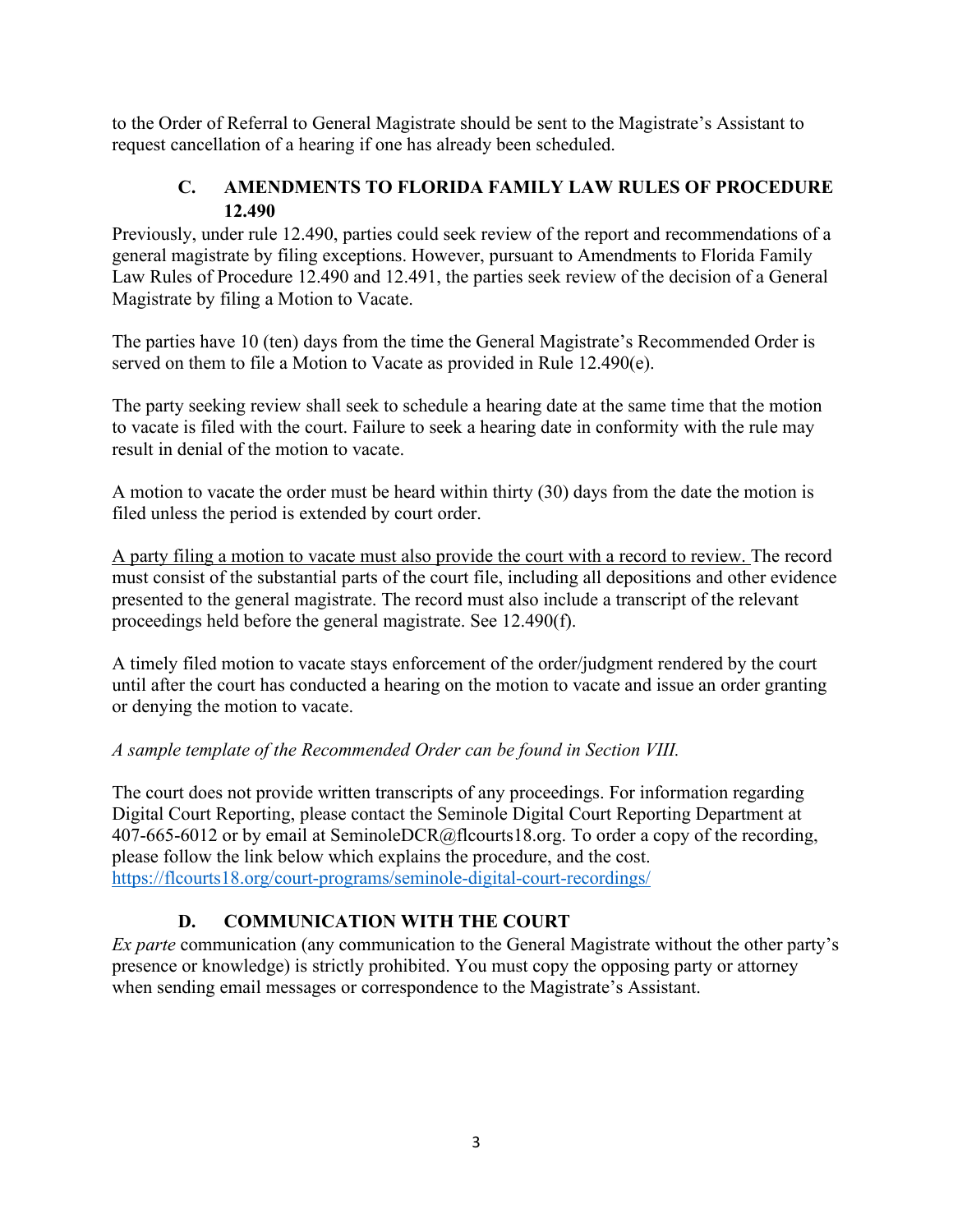to the Order of Referral to General Magistrate should be sent to the Magistrate's Assistant to request cancellation of a hearing if one has already been scheduled.

### C. AMENDMENTS TO FLORIDA FAMILY LAW RULES OF PROCEDURE 12.490

Previously, under rule 12.490, parties could seek review of the report and recommendations of a general magistrate by filing exceptions. However, pursuant to Amendments to Florida Family Law Rules of Procedure 12.490 and 12.491, the parties seek review of the decision of a General Magistrate by filing a Motion to Vacate.

The parties have 10 (ten) days from the time the General Magistrate's Recommended Order is served on them to file a Motion to Vacate as provided in Rule 12.490(e).

The party seeking review shall seek to schedule a hearing date at the same time that the motion to vacate is filed with the court. Failure to seek a hearing date in conformity with the rule may result in denial of the motion to vacate.

A motion to vacate the order must be heard within thirty (30) days from the date the motion is filed unless the period is extended by court order.

<u>A party filing a motion to vacate must also provide the court with a record to review.</u> The record must consist of the substantial parts of the court file, including all depositions and other evidence presented to the general magistrate. The record must also include a transcript of the relevant proceedings held before the general magistrate. See 12.490(f).

A timely filed motion to vacate stays enforcement of the order/judgment rendered by the court until after the court has conducted a hearing on the motion to vacate and issue an order granting or denying the motion to vacate.

*A sample template of the Recommended Order can be found in Section VIII.*

The court does not provide written transcripts of any proceedings. For information regarding Digital Court Reporting, please contact the Seminole Digital Court Reporting Department at 407-665-6012 or by email at SeminoleDCR@flcourts18.org. To order a copy of the recording, please follow the link below which explains the procedure, and the cost.
https://flcourts18.org/court-programs/seminole-digital-court-recordings/

### D. COMMUNICATION WITH THE COURT

*Ex parte* communication (any communication to the General Magistrate without the other party's presence or knowledge) is strictly prohibited. You must copy the opposing party or attorney when sending email messages or correspondence to the Magistrate's Assistant.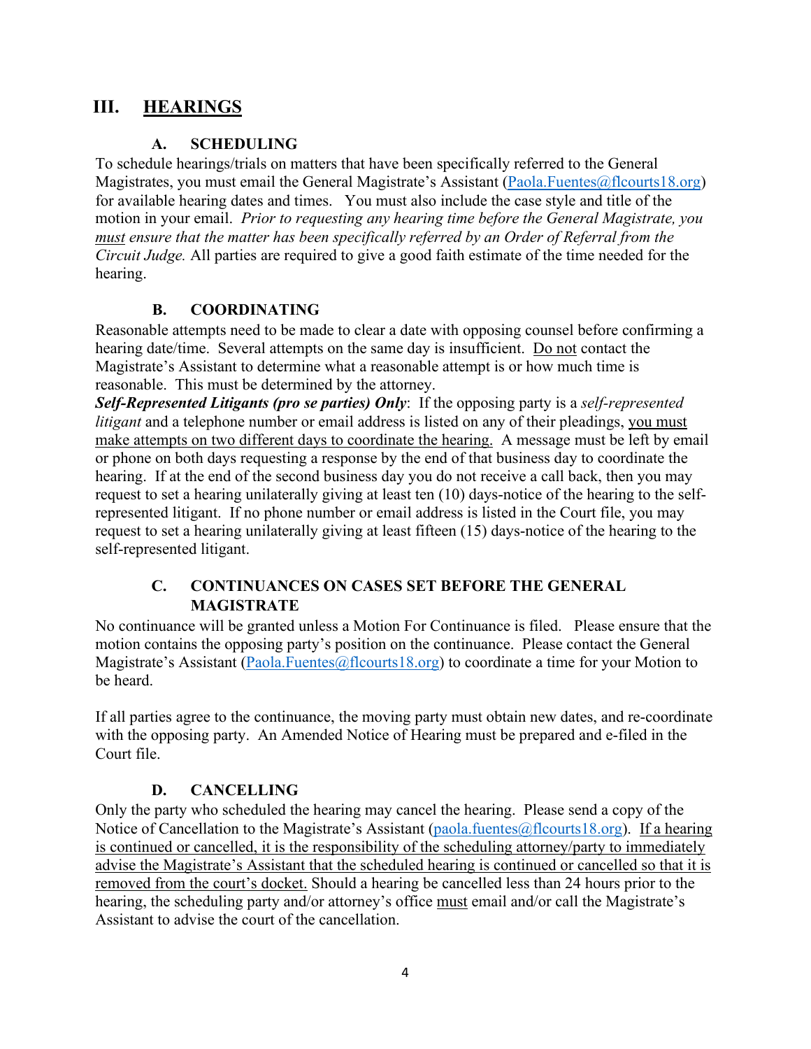## III. HEARINGS

### A. SCHEDULING

To schedule hearings/trials on matters that have been specifically referred to the General Magistrates, you must email the General Magistrate's Assistant (Paola.Fuentes@flcourts18.org) for available hearing dates and times. You must also include the case style and title of the motion in your email. *Prior to requesting any hearing time before the General Magistrate, you must ensure that the matter has been specifically referred by an Order of Referral from the Circuit Judge.* All parties are required to give a good faith estimate of the time needed for the hearing.

### B. COORDINATING

Reasonable attempts need to be made to clear a date with opposing counsel before confirming a hearing date/time. Several attempts on the same day is insufficient. Do not contact the Magistrate's Assistant to determine what a reasonable attempt is or how much time is reasonable. This must be determined by the attorney.

***Self-Represented Litigants (pro se parties) Only***: If the opposing party is a *self-represented litigant* and a telephone number or email address is listed on any of their pleadings, you must make attempts on two different days to coordinate the hearing. A message must be left by email or phone on both days requesting a response by the end of that business day to coordinate the hearing. If at the end of the second business day you do not receive a call back, then you may request to set a hearing unilaterally giving at least ten (10) days-notice of the hearing to the self-represented litigant. If no phone number or email address is listed in the Court file, you may request to set a hearing unilaterally giving at least fifteen (15) days-notice of the hearing to the self-represented litigant.

### C. CONTINUANCES ON CASES SET BEFORE THE GENERAL MAGISTRATE

No continuance will be granted unless a Motion For Continuance is filed. Please ensure that the motion contains the opposing party's position on the continuance. Please contact the General Magistrate's Assistant (Paola.Fuentes@flcourts18.org) to coordinate a time for your Motion to be heard.

If all parties agree to the continuance, the moving party must obtain new dates, and re-coordinate with the opposing party. An Amended Notice of Hearing must be prepared and e-filed in the Court file.

### D. CANCELLING

Only the party who scheduled the hearing may cancel the hearing. Please send a copy of the Notice of Cancellation to the Magistrate's Assistant (paola.fuentes@flcourts18.org). If a hearing is continued or cancelled, it is the responsibility of the scheduling attorney/party to immediately advise the Magistrate's Assistant that the scheduled hearing is continued or cancelled so that it is removed from the court's docket. Should a hearing be cancelled less than 24 hours prior to the hearing, the scheduling party and/or attorney's office must email and/or call the Magistrate's Assistant to advise the court of the cancellation.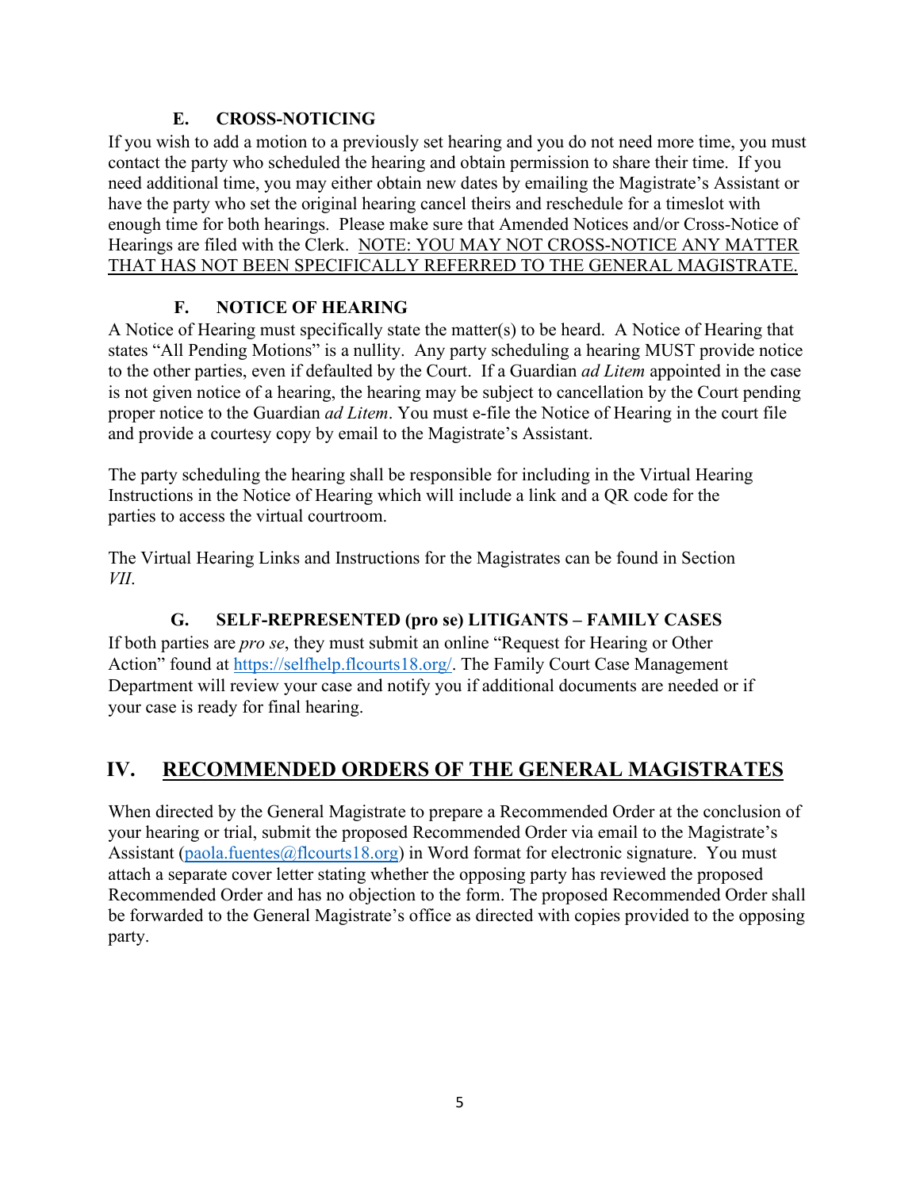### E. CROSS-NOTICING

If you wish to add a motion to a previously set hearing and you do not need more time, you must contact the party who scheduled the hearing and obtain permission to share their time. If you need additional time, you may either obtain new dates by emailing the Magistrate's Assistant or have the party who set the original hearing cancel theirs and reschedule for a timeslot with enough time for both hearings. Please make sure that Amended Notices and/or Cross-Notice of Hearings are filed with the Clerk. NOTE: YOU MAY NOT CROSS-NOTICE ANY MATTER THAT HAS NOT BEEN SPECIFICALLY REFERRED TO THE GENERAL MAGISTRATE.

### F. NOTICE OF HEARING

A Notice of Hearing must specifically state the matter(s) to be heard. A Notice of Hearing that states "All Pending Motions" is a nullity. Any party scheduling a hearing MUST provide notice to the other parties, even if defaulted by the Court. If a Guardian *ad Litem* appointed in the case is not given notice of a hearing, the hearing may be subject to cancellation by the Court pending proper notice to the Guardian *ad Litem*. You must e-file the Notice of Hearing in the court file and provide a courtesy copy by email to the Magistrate's Assistant.

The party scheduling the hearing shall be responsible for including in the Virtual Hearing Instructions in the Notice of Hearing which will include a link and a QR code for the parties to access the virtual courtroom.

The Virtual Hearing Links and Instructions for the Magistrates can be found in Section *VII*.

### G. SELF-REPRESENTED (pro se) LITIGANTS – FAMILY CASES

If both parties are *pro se*, they must submit an online "Request for Hearing or Other Action" found at https://selfhelp.flcourts18.org/. The Family Court Case Management Department will review your case and notify you if additional documents are needed or if your case is ready for final hearing.

## IV. RECOMMENDED ORDERS OF THE GENERAL MAGISTRATES

When directed by the General Magistrate to prepare a Recommended Order at the conclusion of your hearing or trial, submit the proposed Recommended Order via email to the Magistrate's Assistant (paola.fuentes@flcourts18.org) in Word format for electronic signature. You must attach a separate cover letter stating whether the opposing party has reviewed the proposed Recommended Order and has no objection to the form. The proposed Recommended Order shall be forwarded to the General Magistrate's office as directed with copies provided to the opposing party.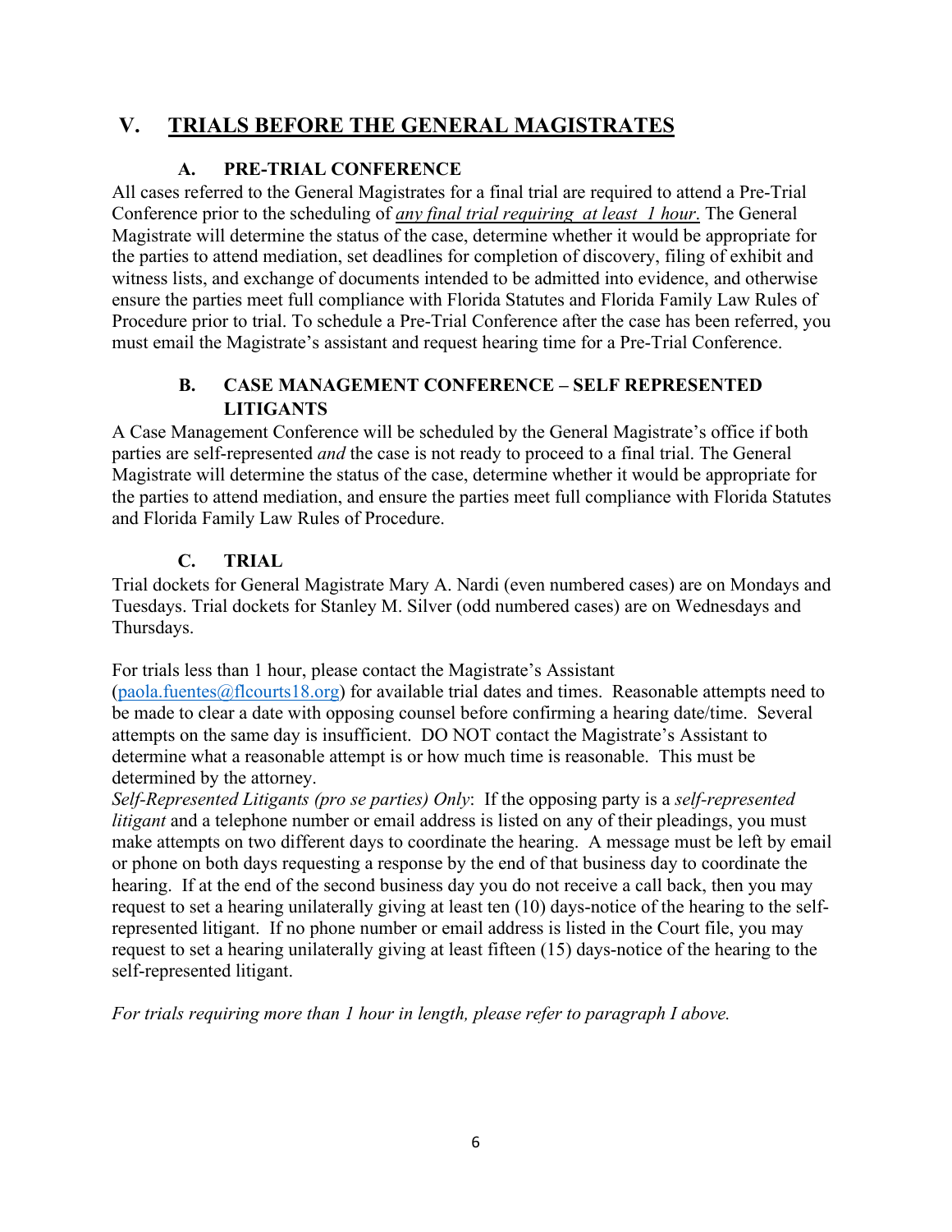## V. TRIALS BEFORE THE GENERAL MAGISTRATES

### A. PRE-TRIAL CONFERENCE

All cases referred to the General Magistrates for a final trial are required to attend a Pre-Trial Conference prior to the scheduling of *any final trial requiring at least 1 hour*. The General Magistrate will determine the status of the case, determine whether it would be appropriate for the parties to attend mediation, set deadlines for completion of discovery, filing of exhibit and witness lists, and exchange of documents intended to be admitted into evidence, and otherwise ensure the parties meet full compliance with Florida Statutes and Florida Family Law Rules of Procedure prior to trial. To schedule a Pre-Trial Conference after the case has been referred, you must email the Magistrate's assistant and request hearing time for a Pre-Trial Conference.

### B. CASE MANAGEMENT CONFERENCE – SELF REPRESENTED LITIGANTS

A Case Management Conference will be scheduled by the General Magistrate's office if both parties are self-represented *and* the case is not ready to proceed to a final trial. The General Magistrate will determine the status of the case, determine whether it would be appropriate for the parties to attend mediation, and ensure the parties meet full compliance with Florida Statutes and Florida Family Law Rules of Procedure.

### C. TRIAL

Trial dockets for General Magistrate Mary A. Nardi (even numbered cases) are on Mondays and Tuesdays. Trial dockets for Stanley M. Silver (odd numbered cases) are on Wednesdays and Thursdays.

For trials less than 1 hour, please contact the Magistrate's Assistant (paola.fuentes@flcourts18.org) for available trial dates and times. Reasonable attempts need to be made to clear a date with opposing counsel before confirming a hearing date/time. Several attempts on the same day is insufficient. DO NOT contact the Magistrate's Assistant to determine what a reasonable attempt is or how much time is reasonable. This must be determined by the attorney.

*Self-Represented Litigants (pro se parties) Only*: If the opposing party is a *self-represented litigant* and a telephone number or email address is listed on any of their pleadings, you must make attempts on two different days to coordinate the hearing. A message must be left by email or phone on both days requesting a response by the end of that business day to coordinate the hearing. If at the end of the second business day you do not receive a call back, then you may request to set a hearing unilaterally giving at least ten (10) days-notice of the hearing to the self-represented litigant. If no phone number or email address is listed in the Court file, you may request to set a hearing unilaterally giving at least fifteen (15) days-notice of the hearing to the self-represented litigant.

*For trials requiring more than 1 hour in length, please refer to paragraph I above.*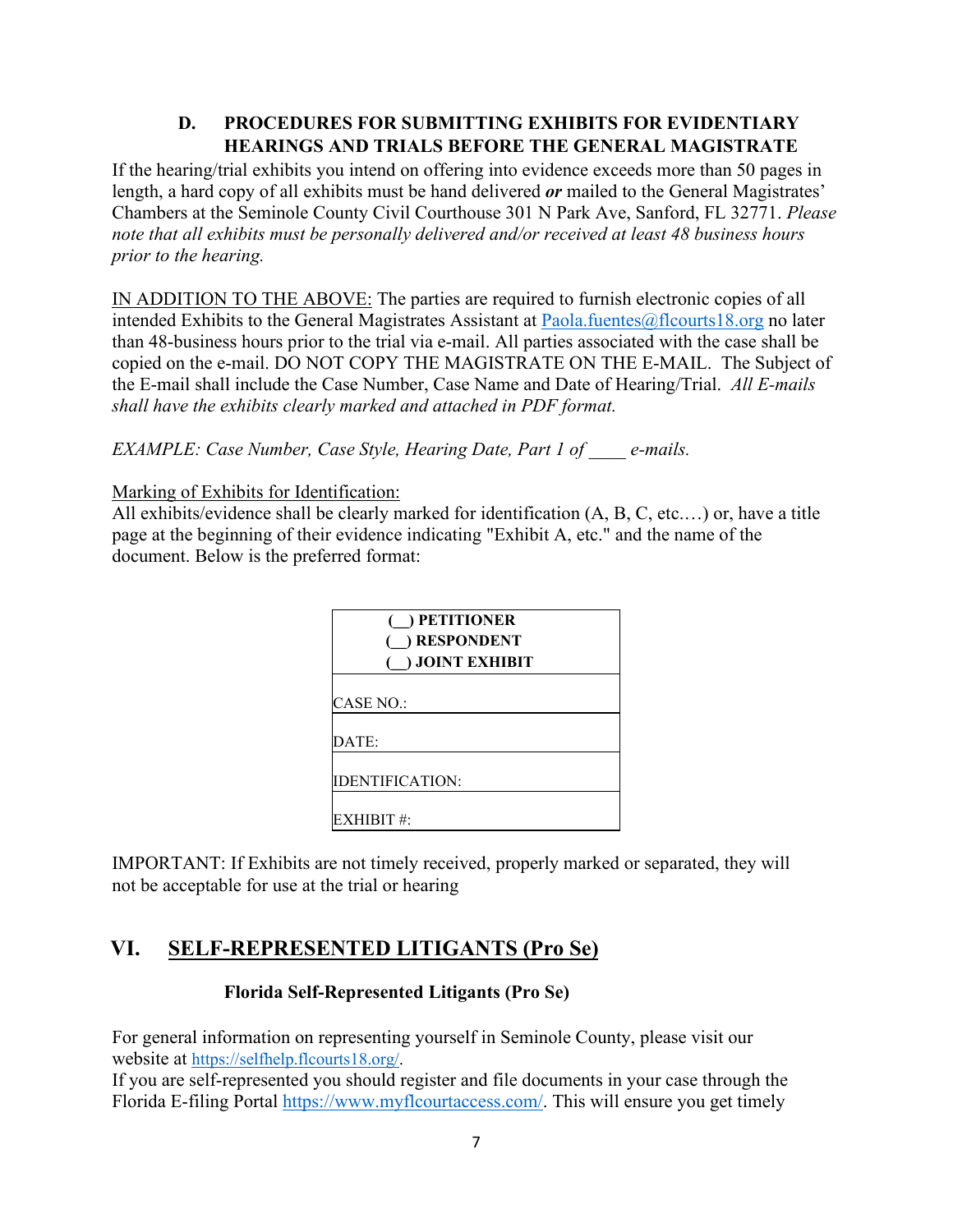### D. PROCEDURES FOR SUBMITTING EXHIBITS FOR EVIDENTIARY HEARINGS AND TRIALS BEFORE THE GENERAL MAGISTRATE

If the hearing/trial exhibits you intend on offering into evidence exceeds more than 50 pages in length, a hard copy of all exhibits must be hand delivered ***or*** mailed to the General Magistrates' Chambers at the Seminole County Civil Courthouse 301 N Park Ave, Sanford, FL 32771. *Please note that all exhibits must be personally delivered and/or received at least 48 business hours prior to the hearing.*

<u>IN ADDITION TO THE ABOVE:</u> The parties are required to furnish electronic copies of all intended Exhibits to the General Magistrates Assistant at [Paola.fuentes@flcourts18.org](mailto:Paola.fuentes@flcourts18.org) no later than 48-business hours prior to the trial via e-mail. All parties associated with the case shall be copied on the e-mail. DO NOT COPY THE MAGISTRATE ON THE E-MAIL. The Subject of the E-mail shall include the Case Number, Case Name and Date of Hearing/Trial. *All E-mails shall have the exhibits clearly marked and attached in PDF format.*

*EXAMPLE: Case Number, Case Style, Hearing Date, Part 1 of ____ e-mails.*

<u>Marking of Exhibits for Identification:</u>
All exhibits/evidence shall be clearly marked for identification (A, B, C, etc.…) or, have a title page at the beginning of their evidence indicating "Exhibit A, etc." and the name of the document. Below is the preferred format:

| **(\_\_) PETITIONER<br>(\_\_) RESPONDENT<br>(\_\_) JOINT EXHIBIT** |
|---|
| CASE NO.: |
| DATE: |
| IDENTIFICATION: |
| EXHIBIT #: |

IMPORTANT: If Exhibits are not timely received, properly marked or separated, they will not be acceptable for use at the trial or hearing

## VI. <u>SELF-REPRESENTED LITIGANTS (Pro Se)</u>

**Florida Self-Represented Litigants (Pro Se)**

For general information on representing yourself in Seminole County, please visit our website at [https://selfhelp.flcourts18.org/](https://selfhelp.flcourts18.org/).
If you are self-represented you should register and file documents in your case through the Florida E-filing Portal [https://www.myflcourtaccess.com/](https://www.myflcourtaccess.com/). This will ensure you get timely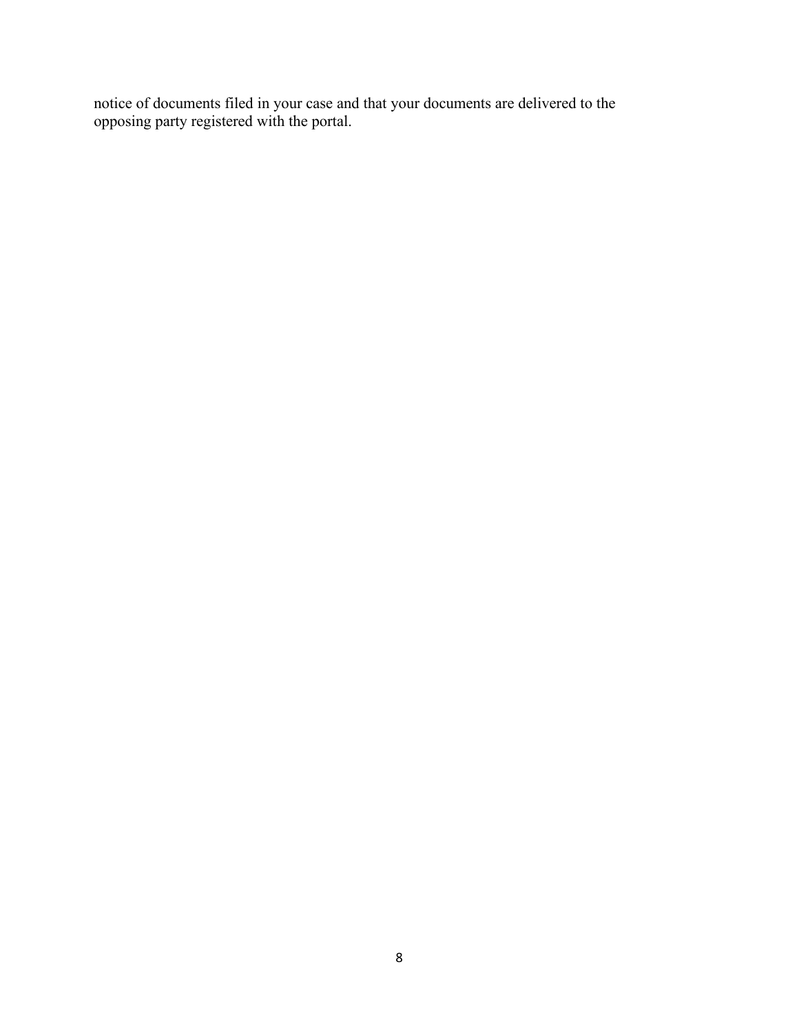notice of documents filed in your case and that your documents are delivered to the opposing party registered with the portal.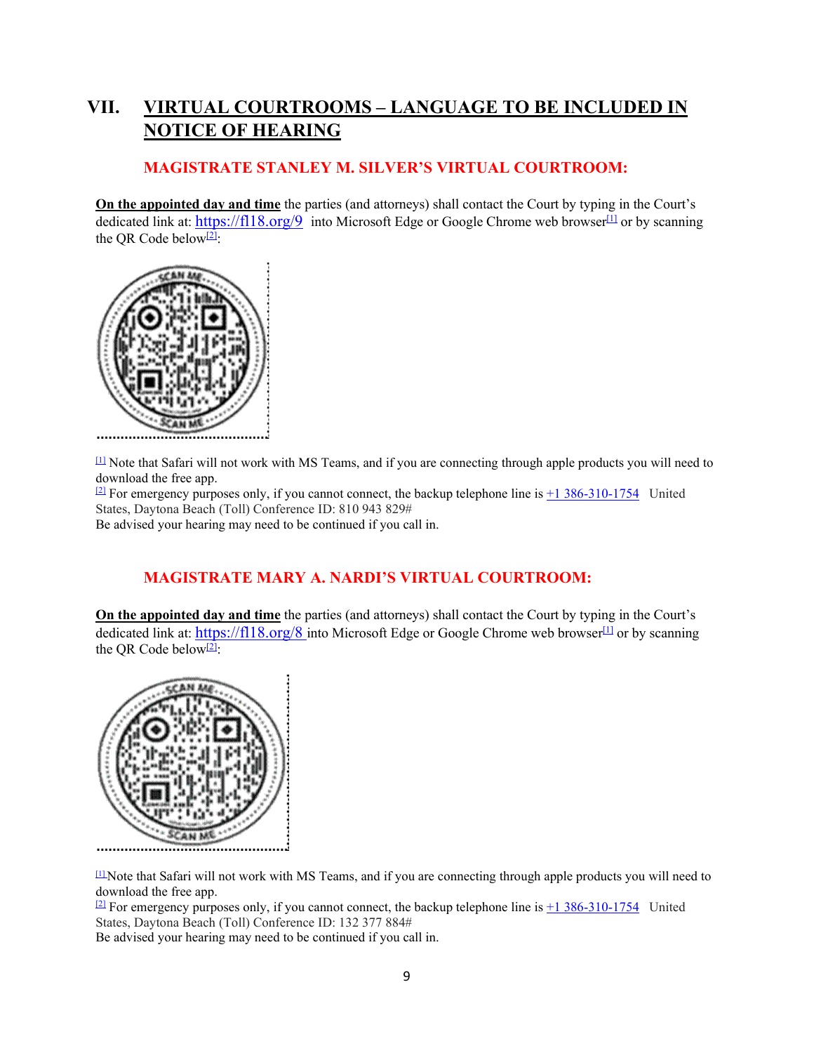# VII. VIRTUAL COURTROOMS – LANGUAGE TO BE INCLUDED IN NOTICE OF HEARING

### MAGISTRATE STANLEY M. SILVER'S VIRTUAL COURTROOM:

**On the appointed day and time** the parties (and attorneys) shall contact the Court by typing in the Court's dedicated link at: https://fl18.org/9 into Microsoft Edge or Google Chrome web browser[1] or by scanning the QR Code below[2]:

[1] Note that Safari will not work with MS Teams, and if you are connecting through apple products you will need to download the free app.
[2] For emergency purposes only, if you cannot connect, the backup telephone line is +1 386-310-1754 United States, Daytona Beach (Toll) Conference ID: 810 943 829#
Be advised your hearing may need to be continued if you call in.

### MAGISTRATE MARY A. NARDI'S VIRTUAL COURTROOM:

**On the appointed day and time** the parties (and attorneys) shall contact the Court by typing in the Court's dedicated link at: https://fl18.org/8 into Microsoft Edge or Google Chrome web browser[1] or by scanning the QR Code below[2]:

[1] Note that Safari will not work with MS Teams, and if you are connecting through apple products you will need to download the free app.
[2] For emergency purposes only, if you cannot connect, the backup telephone line is +1 386-310-1754 United States, Daytona Beach (Toll) Conference ID: 132 377 884#
Be advised your hearing may need to be continued if you call in.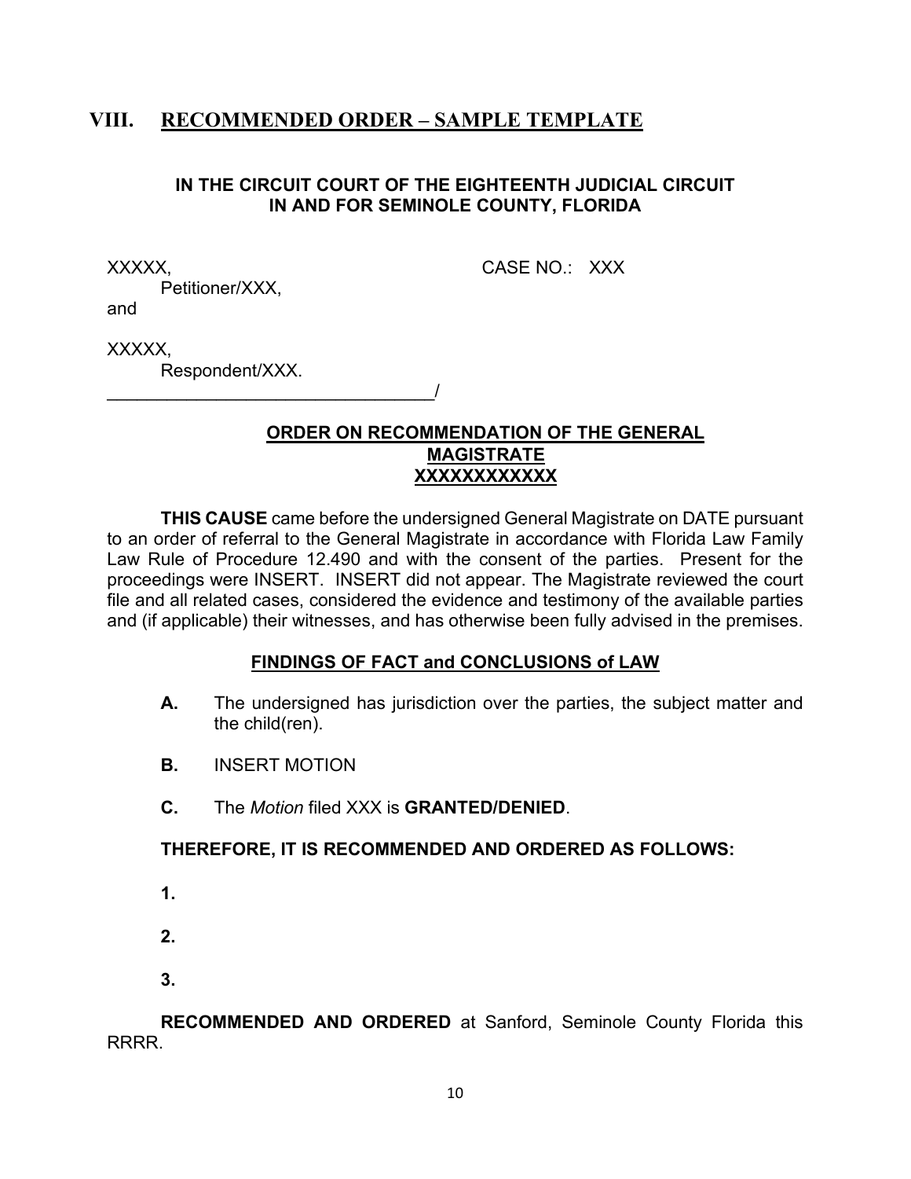## VIII. RECOMMENDED ORDER – SAMPLE TEMPLATE

**IN THE CIRCUIT COURT OF THE EIGHTEENTH JUDICIAL CIRCUIT**
**IN AND FOR SEMINOLE COUNTY, FLORIDA**

XXXXX,
    Petitioner/XXX,

CASE NO.: XXX

and

XXXXX,
    Respondent/XXX.
________________________________/

**ORDER ON RECOMMENDATION OF THE GENERAL MAGISTRATE**
**XXXXXXXXXXXX**

**THIS CAUSE** came before the undersigned General Magistrate on DATE pursuant to an order of referral to the General Magistrate in accordance with Florida Law Family Law Rule of Procedure 12.490 and with the consent of the parties. Present for the proceedings were INSERT. INSERT did not appear. The Magistrate reviewed the court file and all related cases, considered the evidence and testimony of the available parties and (if applicable) their witnesses, and has otherwise been fully advised in the premises.

**FINDINGS OF FACT and CONCLUSIONS of LAW**

**A.** The undersigned has jurisdiction over the parties, the subject matter and the child(ren).

**B.** INSERT MOTION

**C.** The *Motion* filed XXX is **GRANTED/DENIED**.

**THEREFORE, IT IS RECOMMENDED AND ORDERED AS FOLLOWS:**

**1.**

**2.**

**3.**

**RECOMMENDED AND ORDERED** at Sanford, Seminole County Florida this RRRR.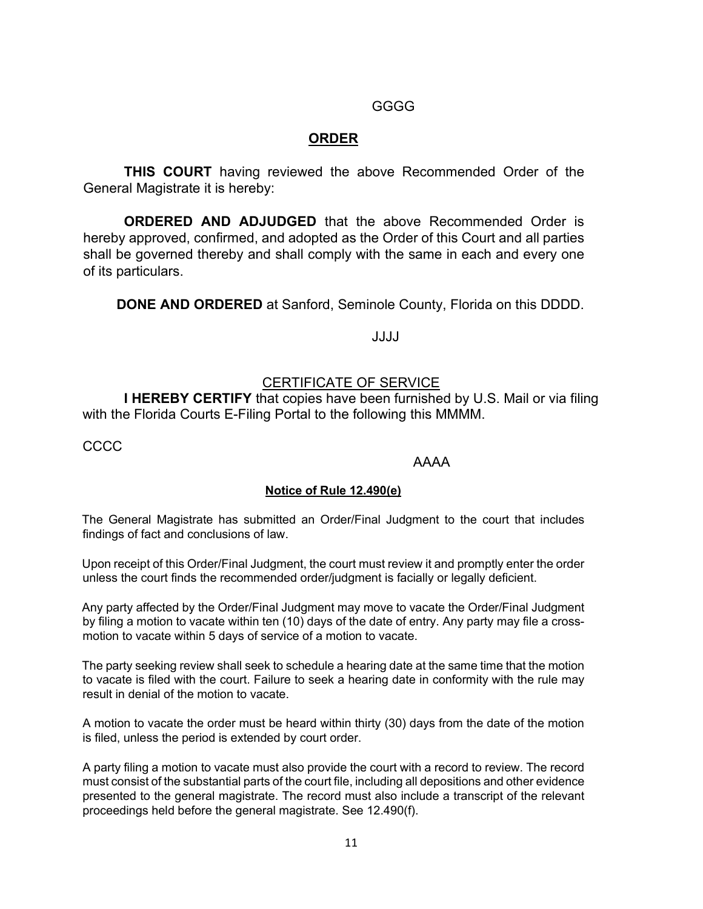GGGG

## ORDER

**THIS COURT** having reviewed the above Recommended Order of the General Magistrate it is hereby:

**ORDERED AND ADJUDGED** that the above Recommended Order is hereby approved, confirmed, and adopted as the Order of this Court and all parties shall be governed thereby and shall comply with the same in each and every one of its particulars.

**DONE AND ORDERED** at Sanford, Seminole County, Florida on this DDDD.

JJJJ

CERTIFICATE OF SERVICE

**I HEREBY CERTIFY** that copies have been furnished by U.S. Mail or via filing with the Florida Courts E-Filing Portal to the following this MMMM.

CCCC

AAAA

**Notice of Rule 12.490(e)**

The General Magistrate has submitted an Order/Final Judgment to the court that includes findings of fact and conclusions of law.

Upon receipt of this Order/Final Judgment, the court must review it and promptly enter the order unless the court finds the recommended order/judgment is facially or legally deficient.

Any party affected by the Order/Final Judgment may move to vacate the Order/Final Judgment by filing a motion to vacate within ten (10) days of the date of entry. Any party may file a cross-motion to vacate within 5 days of service of a motion to vacate.

The party seeking review shall seek to schedule a hearing date at the same time that the motion to vacate is filed with the court. Failure to seek a hearing date in conformity with the rule may result in denial of the motion to vacate.

A motion to vacate the order must be heard within thirty (30) days from the date of the motion is filed, unless the period is extended by court order.

A party filing a motion to vacate must also provide the court with a record to review. The record must consist of the substantial parts of the court file, including all depositions and other evidence presented to the general magistrate. The record must also include a transcript of the relevant proceedings held before the general magistrate. See 12.490(f).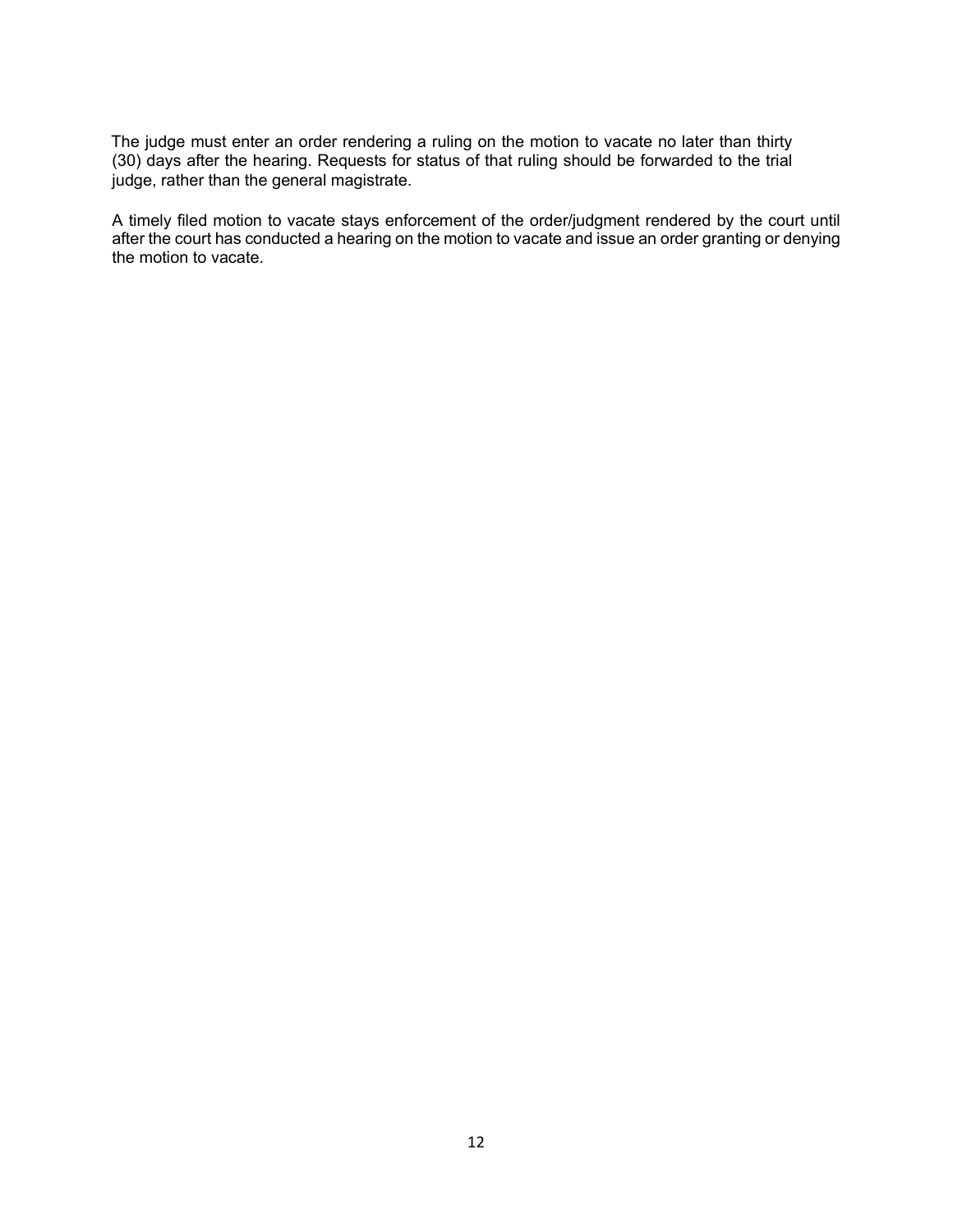The judge must enter an order rendering a ruling on the motion to vacate no later than thirty (30) days after the hearing. Requests for status of that ruling should be forwarded to the trial judge, rather than the general magistrate.

A timely filed motion to vacate stays enforcement of the order/judgment rendered by the court until after the court has conducted a hearing on the motion to vacate and issue an order granting or denying the motion to vacate.